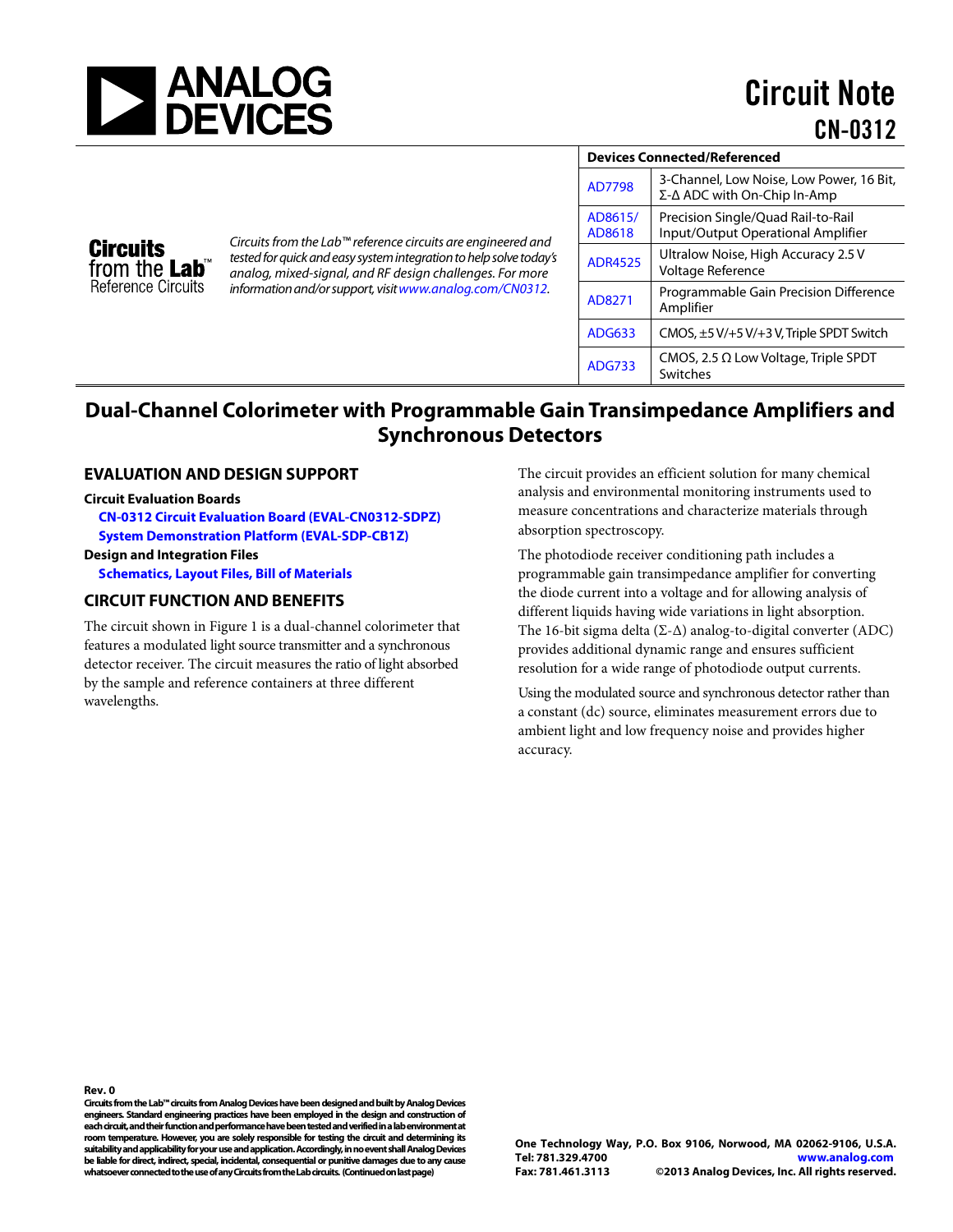# Circuit Note CN-0312

| Devices Connected/Referenced | |
|---|---|
| AD7798 | 3-Channel, Low Noise, Low Power, 16 Bit, Σ-Δ ADC with On-Chip In-Amp |
| AD8615/ AD8618 | Precision Single/Quad Rail-to-Rail Input/Output Operational Amplifier |
| ADR4525 | Ultralow Noise, High Accuracy 2.5 V Voltage Reference |
| AD8271 | Programmable Gain Precision Difference Amplifier |
| ADG633 | CMOS, ±5 V/+5 V/+3 V, Triple SPDT Switch |
| ADG733 | CMOS, 2.5 Ω Low Voltage, Triple SPDT Switches |

**Circuits from the Lab™ Reference Circuits**

*Circuits from the Lab™ reference circuits are engineered and tested for quick and easy system integration to help solve today's analog, mixed-signal, and RF design challenges. For more information and/or support, visit www.analog.com/CN0312.*

# Dual-Channel Colorimeter with Programmable Gain Transimpedance Amplifiers and Synchronous Detectors

## EVALUATION AND DESIGN SUPPORT

**Circuit Evaluation Boards**

**CN-0312 Circuit Evaluation Board (EVAL-CN0312-SDPZ)**

**System Demonstration Platform (EVAL-SDP-CB1Z)**

**Design and Integration Files**

**Schematics, Layout Files, Bill of Materials**

## CIRCUIT FUNCTION AND BENEFITS

The circuit shown in Figure 1 is a dual-channel colorimeter that features a modulated light source transmitter and a synchronous detector receiver. The circuit measures the ratio of light absorbed by the sample and reference containers at three different wavelengths.

The circuit provides an efficient solution for many chemical analysis and environmental monitoring instruments used to measure concentrations and characterize materials through absorption spectroscopy.

The photodiode receiver conditioning path includes a programmable gain transimpedance amplifier for converting the diode current into a voltage and for allowing analysis of different liquids having wide variations in light absorption. The 16-bit sigma delta (Σ-Δ) analog-to-digital converter (ADC) provides additional dynamic range and ensures sufficient resolution for a wide range of photodiode output currents.

Using the modulated source and synchronous detector rather than a constant (dc) source, eliminates measurement errors due to ambient light and low frequency noise and provides higher accuracy.

**Rev. 0**

**Circuits from the Lab™ circuits from Analog Devices have been designed and built by Analog Devices engineers. Standard engineering practices have been employed in the design and construction of each circuit, and their function and performance have been tested and verified in a lab environment at room temperature. However, you are solely responsible for testing the circuit and determining its suitability and applicability for your use and application. Accordingly, in no event shall Analog Devices be liable for direct, indirect, special, incidental, consequential or punitive damages due to any cause whatsoever connected to the use of any Circuits from the Lab circuits. (Continued on last page)**

One Technology Way, P.O. Box 9106, Norwood, MA 02062-9106, U.S.A.
Tel: 781.329.4700 www.analog.com
Fax: 781.461.3113 ©2013 Analog Devices, Inc. All rights reserved.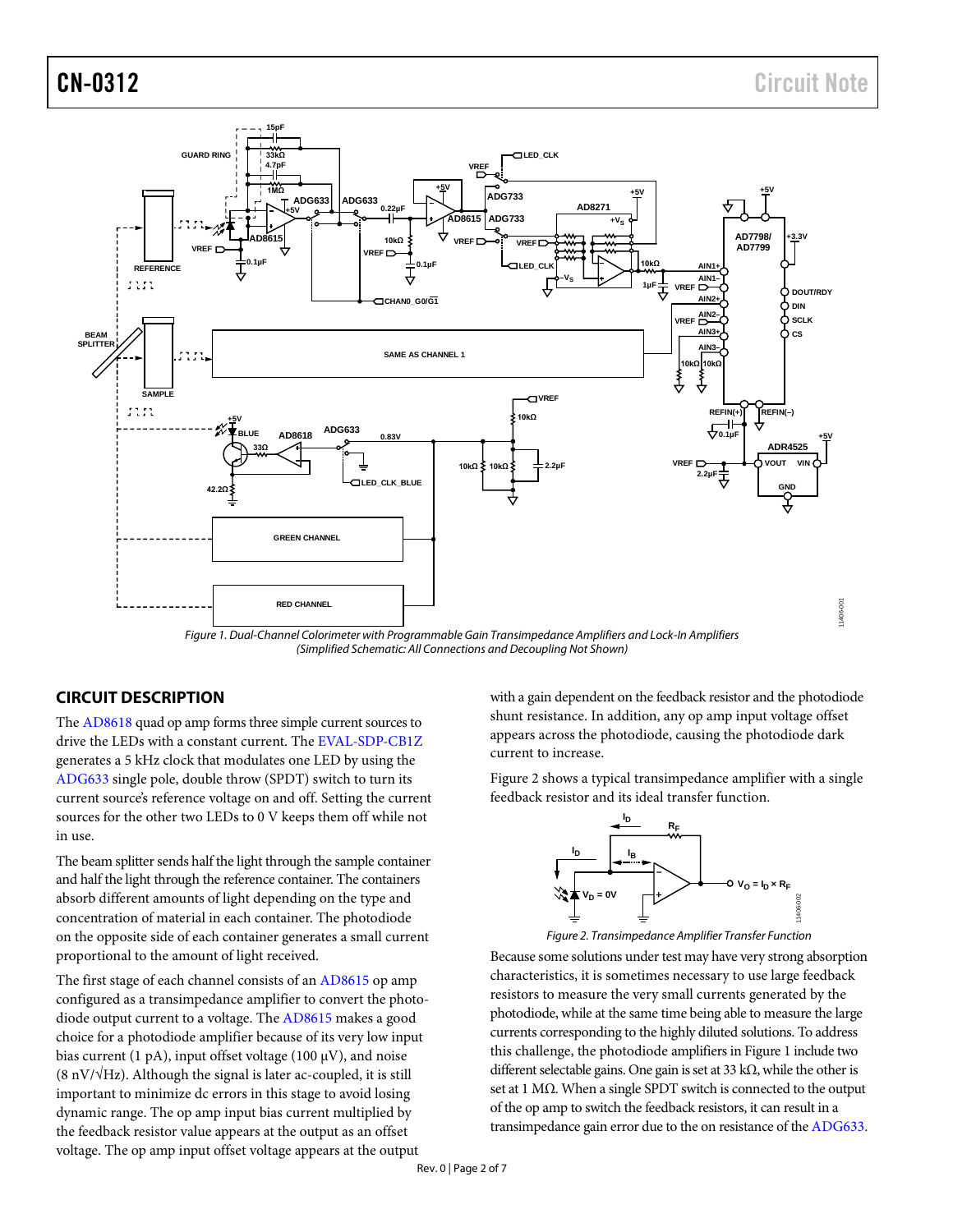Figure 1. Dual-Channel Colorimeter with Programmable Gain Transimpedance Amplifiers and Lock-In Amplifiers (Simplified Schematic: All Connections and Decoupling Not Shown)

## CIRCUIT DESCRIPTION

The AD8618 quad op amp forms three simple current sources to drive the LEDs with a constant current. The EVAL-SDP-CB1Z generates a 5 kHz clock that modulates one LED by using the ADG633 single pole, double throw (SPDT) switch to turn its current source's reference voltage on and off. Setting the current sources for the other two LEDs to 0 V keeps them off while not in use.

The beam splitter sends half the light through the sample container and half the light through the reference container. The containers absorb different amounts of light depending on the type and concentration of material in each container. The photodiode on the opposite side of each container generates a small current proportional to the amount of light received.

The first stage of each channel consists of an AD8615 op amp configured as a transimpedance amplifier to convert the photodiode output current to a voltage. The AD8615 makes a good choice for a photodiode amplifier because of its very low input bias current (1 pA), input offset voltage (100 μV), and noise (8 nV/√Hz). Although the signal is later ac-coupled, it is still important to minimize dc errors in this stage to avoid losing dynamic range. The op amp input bias current multiplied by the feedback resistor value appears at the output as an offset voltage. The op amp input offset voltage appears at the output with a gain dependent on the feedback resistor and the photodiode shunt resistance. In addition, any op amp input voltage offset appears across the photodiode, causing the photodiode dark current to increase.

Figure 2 shows a typical transimpedance amplifier with a single feedback resistor and its ideal transfer function.

Figure 2. Transimpedance Amplifier Transfer Function

Because some solutions under test may have very strong absorption characteristics, it is sometimes necessary to use large feedback resistors to measure the very small currents generated by the photodiode, while at the same time being able to measure the large currents corresponding to the highly diluted solutions. To address this challenge, the photodiode amplifiers in Figure 1 include two different selectable gains. One gain is set at 33 kΩ, while the other is set at 1 MΩ. When a single SPDT switch is connected to the output of the op amp to switch the feedback resistors, it can result in a transimpedance gain error due to the on resistance of the ADG633.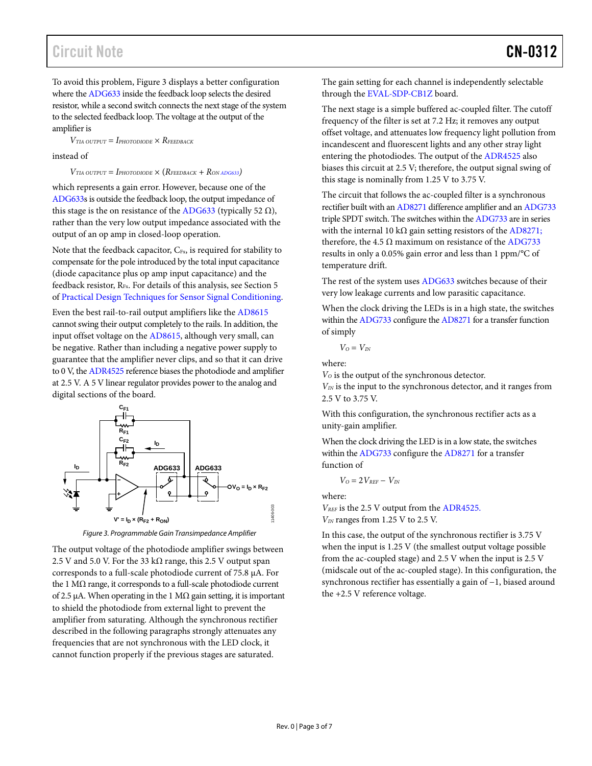To avoid this problem, Figure 3 displays a better configuration where the ADG633 inside the feedback loop selects the desired resistor, while a second switch connects the next stage of the system to the selected feedback loop. The voltage at the output of the amplifier is

$$V_{TIA\ OUTPUT} = I_{PHOTODIODE} \times R_{FEEDBACK}$$

instead of

$$V_{TIA\ OUTPUT} = I_{PHOTODIODE} \times (R_{FEEDBACK} + R_{ON\ ADG633})$$

which represents a gain error. However, because one of the ADG633s is outside the feedback loop, the output impedance of this stage is the on resistance of the ADG633 (typically 52 Ω), rather than the very low output impedance associated with the output of an op amp in closed-loop operation.

Note that the feedback capacitor, $C_{Fx}$, is required for stability to compensate for the pole introduced by the total input capacitance (diode capacitance plus op amp input capacitance) and the feedback resistor, $R_{Fx}$. For details of this analysis, see Section 5 of Practical Design Techniques for Sensor Signal Conditioning.

Even the best rail-to-rail output amplifiers like the AD8615 cannot swing their output completely to the rails. In addition, the input offset voltage on the AD8615, although very small, can be negative. Rather than including a negative power supply to guarantee that the amplifier never clips, and so that it can drive to 0 V, the ADR4525 reference biases the photodiode and amplifier at 2.5 V. A 5 V linear regulator provides power to the analog and digital sections of the board.

*Figure 3. Programmable Gain Transimpedance Amplifier*

The output voltage of the photodiode amplifier swings between 2.5 V and 5.0 V. For the 33 kΩ range, this 2.5 V output span corresponds to a full-scale photodiode current of 75.8 µA. For the 1 MΩ range, it corresponds to a full-scale photodiode current of 2.5 µA. When operating in the 1 MΩ gain setting, it is important to shield the photodiode from external light to prevent the amplifier from saturating. Although the synchronous rectifier described in the following paragraphs strongly attenuates any frequencies that are not synchronous with the LED clock, it cannot function properly if the previous stages are saturated.

The gain setting for each channel is independently selectable through the EVAL-SDP-CB1Z board.

The next stage is a simple buffered ac-coupled filter. The cutoff frequency of the filter is set at 7.2 Hz; it removes any output offset voltage, and attenuates low frequency light pollution from incandescent and fluorescent lights and any other stray light entering the photodiodes. The output of the ADR4525 also biases this circuit at 2.5 V; therefore, the output signal swing of this stage is nominally from 1.25 V to 3.75 V.

The circuit that follows the ac-coupled filter is a synchronous rectifier built with an AD8271 difference amplifier and an ADG733 triple SPDT switch. The switches within the ADG733 are in series with the internal 10 kΩ gain setting resistors of the AD8271; therefore, the 4.5 Ω maximum on resistance of the ADG733 results in only a 0.05% gain error and less than 1 ppm/°C of temperature drift.

The rest of the system uses ADG633 switches because of their very low leakage currents and low parasitic capacitance.

When the clock driving the LEDs is in a high state, the switches within the ADG733 configure the AD8271 for a transfer function of simply

$$V_O = V_{IN}$$

where:
$V_O$ is the output of the synchronous detector.
$V_{IN}$ is the input to the synchronous detector, and it ranges from 2.5 V to 3.75 V.

With this configuration, the synchronous rectifier acts as a unity-gain amplifier.

When the clock driving the LED is in a low state, the switches within the ADG733 configure the AD8271 for a transfer function of

$$V_O = 2V_{REF} - V_{IN}$$

where:
$V_{REF}$ is the 2.5 V output from the ADR4525.
$V_{IN}$ ranges from 1.25 V to 2.5 V.

In this case, the output of the synchronous rectifier is 3.75 V when the input is 1.25 V (the smallest output voltage possible from the ac-coupled stage) and 2.5 V when the input is 2.5 V (midscale out of the ac-coupled stage). In this configuration, the synchronous rectifier has essentially a gain of −1, biased around the +2.5 V reference voltage.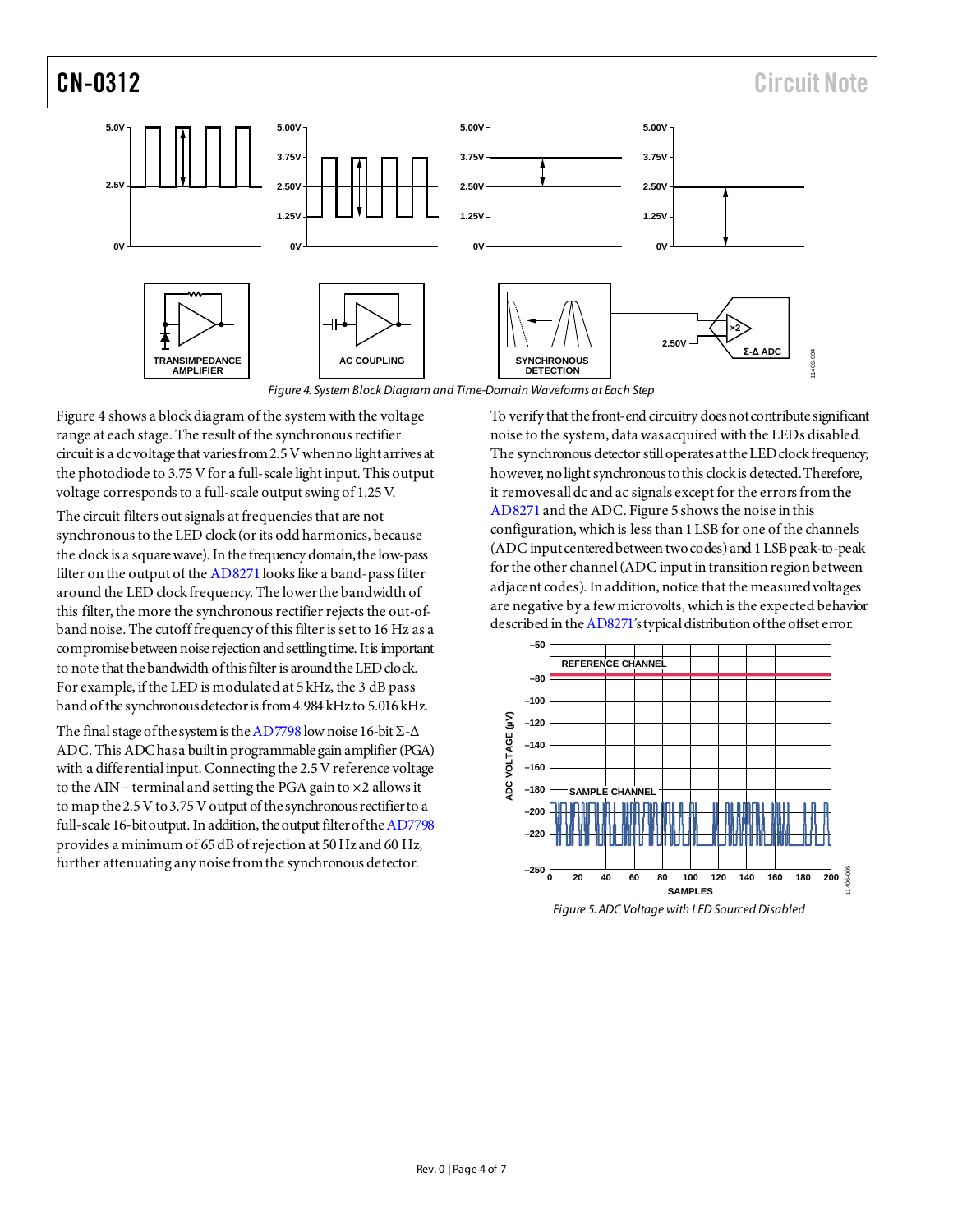Figure 4. System Block Diagram and Time-Domain Waveforms at Each Step

Figure 4 shows a block diagram of the system with the voltage range at each stage. The result of the synchronous rectifier circuit is a dc voltage that varies from 2.5 V when no light arrives at the photodiode to 3.75 V for a full-scale light input. This output voltage corresponds to a full-scale output swing of 1.25 V.

The circuit filters out signals at frequencies that are not synchronous to the LED clock (or its odd harmonics, because the clock is a square wave). In the frequency domain, the low-pass filter on the output of the AD8271 looks like a band-pass filter around the LED clock frequency. The lower the bandwidth of this filter, the more the synchronous rectifier rejects the out-of-band noise. The cutoff frequency of this filter is set to 16 Hz as a compromise between noise rejection and settling time. It is important to note that the bandwidth of this filter is around the LED clock. For example, if the LED is modulated at 5 kHz, the 3 dB pass band of the synchronous detector is from 4.984 kHz to 5.016 kHz.

The final stage of the system is the AD7798 low noise 16-bit Σ-Δ ADC. This ADC has a built in programmable gain amplifier (PGA) with a differential input. Connecting the 2.5 V reference voltage to the AIN− terminal and setting the PGA gain to ×2 allows it to map the 2.5 V to 3.75 V output of the synchronous rectifier to a full-scale 16-bit output. In addition, the output filter of the AD7798 provides a minimum of 65 dB of rejection at 50 Hz and 60 Hz, further attenuating any noise from the synchronous detector.

To verify that the front-end circuitry does not contribute significant noise to the system, data was acquired with the LEDs disabled. The synchronous detector still operates at the LED clock frequency; however, no light synchronous to this clock is detected. Therefore, it removes all dc and ac signals except for the errors from the AD8271 and the ADC. Figure 5 shows the noise in this configuration, which is less than 1 LSB for one of the channels (ADC input centered between two codes) and 1 LSB peak-to-peak for the other channel (ADC input in transition region between adjacent codes). In addition, notice that the measured voltages are negative by a few microvolts, which is the expected behavior described in the AD8271's typical distribution of the offset error.

Figure 5. ADC Voltage with LED Sourced Disabled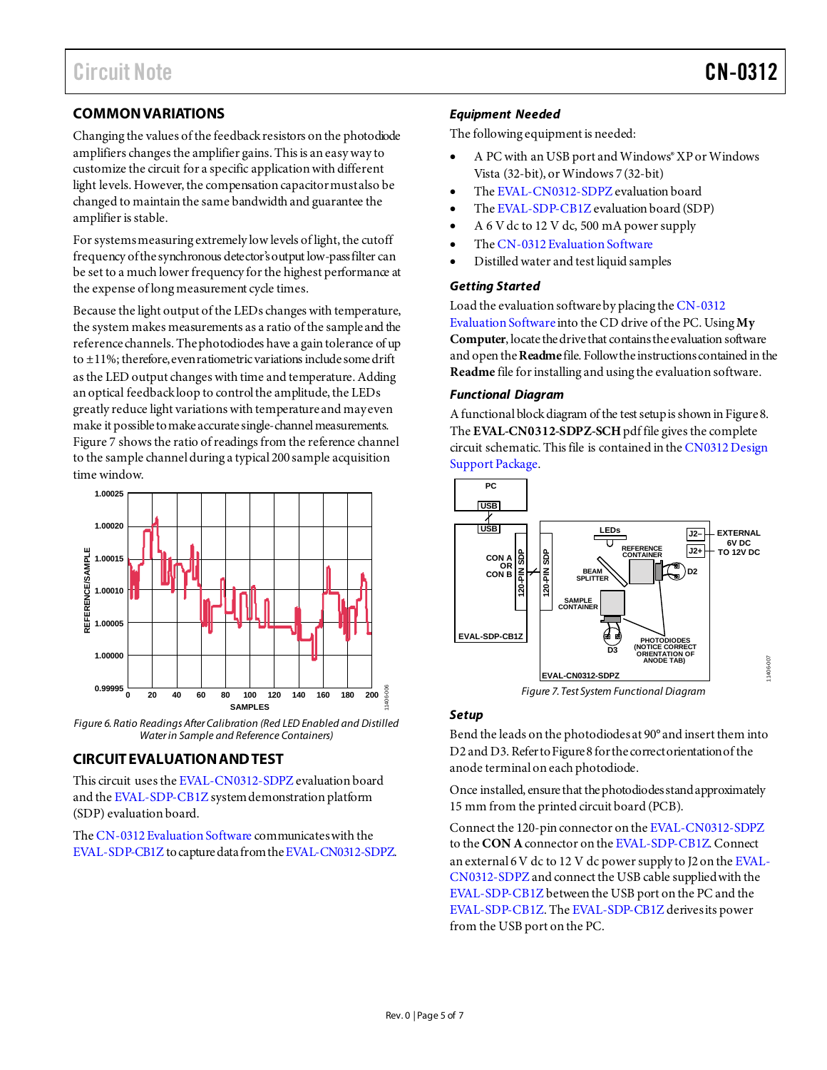## COMMON VARIATIONS

Changing the values of the feedback resistors on the photodiode amplifiers changes the amplifier gains. This is an easy way to customize the circuit for a specific application with different light levels. However, the compensation capacitor must also be changed to maintain the same bandwidth and guarantee the amplifier is stable.

For systems measuring extremely low levels of light, the cutoff frequency of the synchronous detector's output low-pass filter can be set to a much lower frequency for the highest performance at the expense of long measurement cycle times.

Because the light output of the LEDs changes with temperature, the system makes measurements as a ratio of the sample and the reference channels. The photodiodes have a gain tolerance of up to ±11%; therefore, even ratiometric variations include some drift as the LED output changes with time and temperature. Adding an optical feedback loop to control the amplitude, the LEDs greatly reduce light variations with temperature and may even make it possible to make accurate single-channel measurements. Figure 7 shows the ratio of readings from the reference channel to the sample channel during a typical 200 sample acquisition time window.

Figure 6. Ratio Readings After Calibration (Red LED Enabled and Distilled Water in Sample and Reference Containers)

## CIRCUIT EVALUATION AND TEST

This circuit uses the EVAL-CN0312-SDPZ evaluation board and the EVAL-SDP-CB1Z system demonstration platform (SDP) evaluation board.

The CN-0312 Evaluation Software communicates with the EVAL-SDP-CB1Z to capture data from the EVAL-CN0312-SDPZ.

### *Equipment Needed*

The following equipment is needed:

- A PC with an USB port and Windows® XP or Windows Vista (32-bit), or Windows 7 (32-bit)
- The EVAL-CN0312-SDPZ evaluation board
- The EVAL-SDP-CB1Z evaluation board (SDP)
- A 6 V dc to 12 V dc, 500 mA power supply
- The CN-0312 Evaluation Software
- Distilled water and test liquid samples

### *Getting Started*

Load the evaluation software by placing the CN-0312 Evaluation Software into the CD drive of the PC. Using **My Computer**, locate the drive that contains the evaluation software and open the **Readme** file. Follow the instructions contained in the **Readme** file for installing and using the evaluation software.

### *Functional Diagram*

A functional block diagram of the test setup is shown in Figure 8. The **EVAL-CN0312-SDPZ-SCH** pdf file gives the complete circuit schematic. This file is contained in the CN0312 Design Support Package.

Figure 7. Test System Functional Diagram

### *Setup*

Bend the leads on the photodiodes at 90° and insert them into D2 and D3. Refer to Figure 8 for the correct orientation of the anode terminal on each photodiode.

Once installed, ensure that the photodiodes stand approximately 15 mm from the printed circuit board (PCB).

Connect the 120-pin connector on the EVAL-CN0312-SDPZ to the **CON A** connector on the EVAL-SDP-CB1Z. Connect an external 6 V dc to 12 V dc power supply to J2 on the EVAL-CN0312-SDPZ and connect the USB cable supplied with the EVAL-SDP-CB1Z between the USB port on the PC and the EVAL-SDP-CB1Z. The EVAL-SDP-CB1Z derives its power from the USB port on the PC.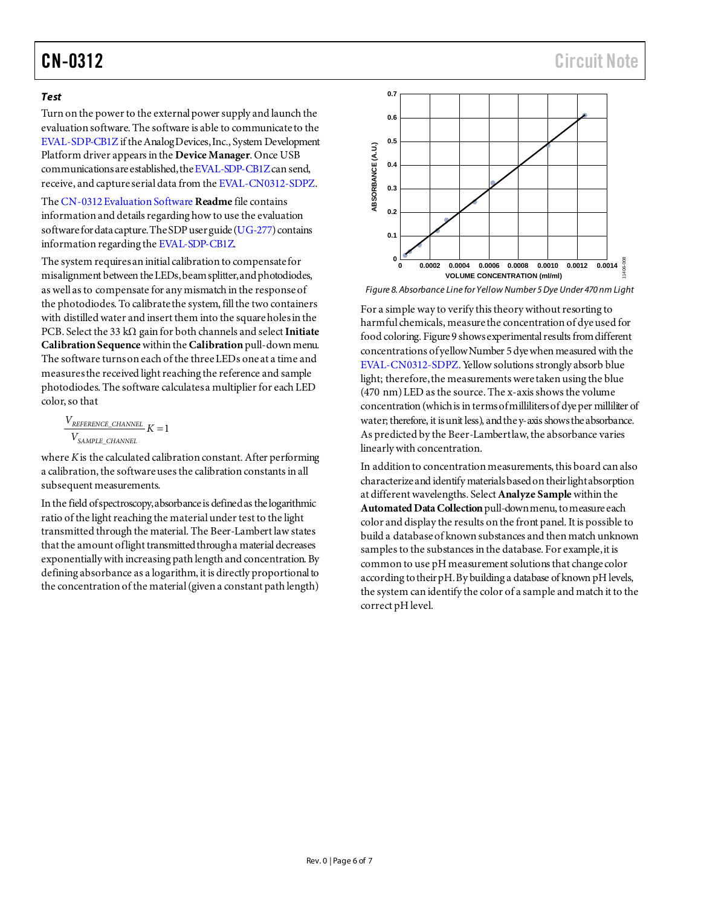### Test

Turn on the power to the external power supply and launch the evaluation software. The software is able to communicate to the EVAL-SDP-CB1Z if the Analog Devices, Inc., System Development Platform driver appears in the **Device Manager**. Once USB communications are established, the EVAL-SDP-CB1Z can send, receive, and capture serial data from the EVAL-CN0312-SDPZ.

The CN-0312 Evaluation Software **Readme** file contains information and details regarding how to use the evaluation software for data capture. The SDP user guide (UG-277) contains information regarding the EVAL-SDP-CB1Z.

The system requires an initial calibration to compensate for misalignment between the LEDs, beam splitter, and photodiodes, as well as to compensate for any mismatch in the response of the photodiodes. To calibrate the system, fill the two containers with distilled water and insert them into the square holes in the PCB. Select the 33 kΩ gain for both channels and select **Initiate Calibration Sequence** within the **Calibration** pull-down menu. The software turns on each of the three LEDs one at a time and measures the received light reaching the reference and sample photodiodes. The software calculates a multiplier for each LED color, so that

$$\frac{V_{REFERENCE\_CHANNEL}}{V_{SAMPLE\_CHANNEL}} K = 1$$

where $K$ is the calculated calibration constant. After performing a calibration, the software uses the calibration constants in all subsequent measurements.

In the field of spectroscopy, absorbance is defined as the logarithmic ratio of the light reaching the material under test to the light transmitted through the material. The Beer-Lambert law states that the amount of light transmitted through a material decreases exponentially with increasing path length and concentration. By defining absorbance as a logarithm, it is directly proportional to the concentration of the material (given a constant path length)

*Figure 8. Absorbance Line for Yellow Number 5 Dye Under 470 nm Light*

For a simple way to verify this theory without resorting to harmful chemicals, measure the concentration of dye used for food coloring. Figure 9 shows experimental results from different concentrations of yellow Number 5 dye when measured with the EVAL-CN0312-SDPZ. Yellow solutions strongly absorb blue light; therefore, the measurements were taken using the blue (470 nm) LED as the source. The x-axis shows the volume concentration (which is in terms of milliliters of dye per milliliter of water; therefore, it is unit less), and the y-axis shows the absorbance. As predicted by the Beer-Lambert law, the absorbance varies linearly with concentration.

In addition to concentration measurements, this board can also characterize and identify materials based on their light absorption at different wavelengths. Select **Analyze Sample** within the **Automated Data Collection** pull-down menu, to measure each color and display the results on the front panel. It is possible to build a database of known substances and then match unknown samples to the substances in the database. For example, it is common to use pH measurement solutions that change color according to their pH. By building a database of known pH levels, the system can identify the color of a sample and match it to the correct pH level.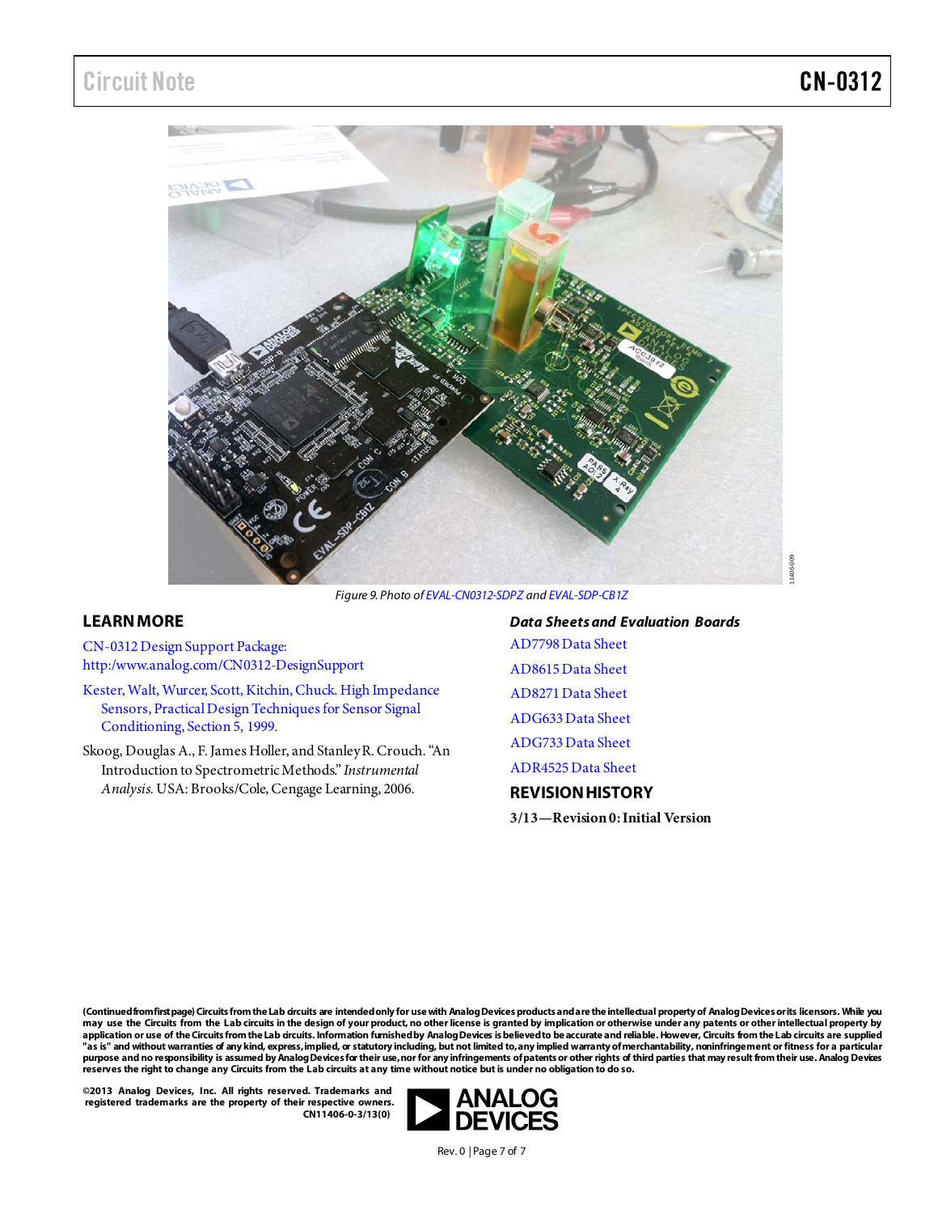Figure 9. Photo of EVAL-CN0312-SDPZ and EVAL-SDP-CB1Z

## LEARN MORE

CN-0312 Design Support Package: http:/www.analog.com/CN0312-DesignSupport

Kester, Walt, Wurcer, Scott, Kitchin, Chuck. High Impedance Sensors, Practical Design Techniques for Sensor Signal Conditioning, Section 5, 1999.

Skoog, Douglas A., F. James Holler, and Stanley R. Crouch. "An Introduction to Spectrometric Methods." *Instrumental Analysis.* USA: Brooks/Cole, Cengage Learning, 2006.

### *Data Sheets and Evaluation Boards*

AD7798 Data Sheet

AD8615 Data Sheet

AD8271 Data Sheet

ADG633 Data Sheet

ADG733 Data Sheet

ADR4525 Data Sheet

## REVISION HISTORY

**3/13—Revision 0: Initial Version**

**(Continued from first page) Circuits from the Lab circuits are intended only for use with Analog Devices products and are the intellectual property of Analog Devices or its licensors. While you may use the Circuits from the Lab circuits in the design of your product, no other license is granted by implication or otherwise under any patents or other intellectual property by application or use of the Circuits from the Lab circuits. Information furnished by Analog Devices is believed to be accurate and reliable. However, Circuits from the Lab circuits are supplied "as is" and without warranties of any kind, express, implied, or statutory including, but not limited to, any implied warranty of merchantability, noninfringement or fitness for a particular purpose and no responsibility is assumed by Analog Devices for their use, nor for any infringements of patents or other rights of third parties that may result from their use. Analog Devices reserves the right to change any Circuits from the Lab circuits at any time without notice but is under no obligation to do so.**

**©2013 Analog Devices, Inc. All rights reserved. Trademarks and registered trademarks are the property of their respective owners. CN11406-0-3/13(0)**